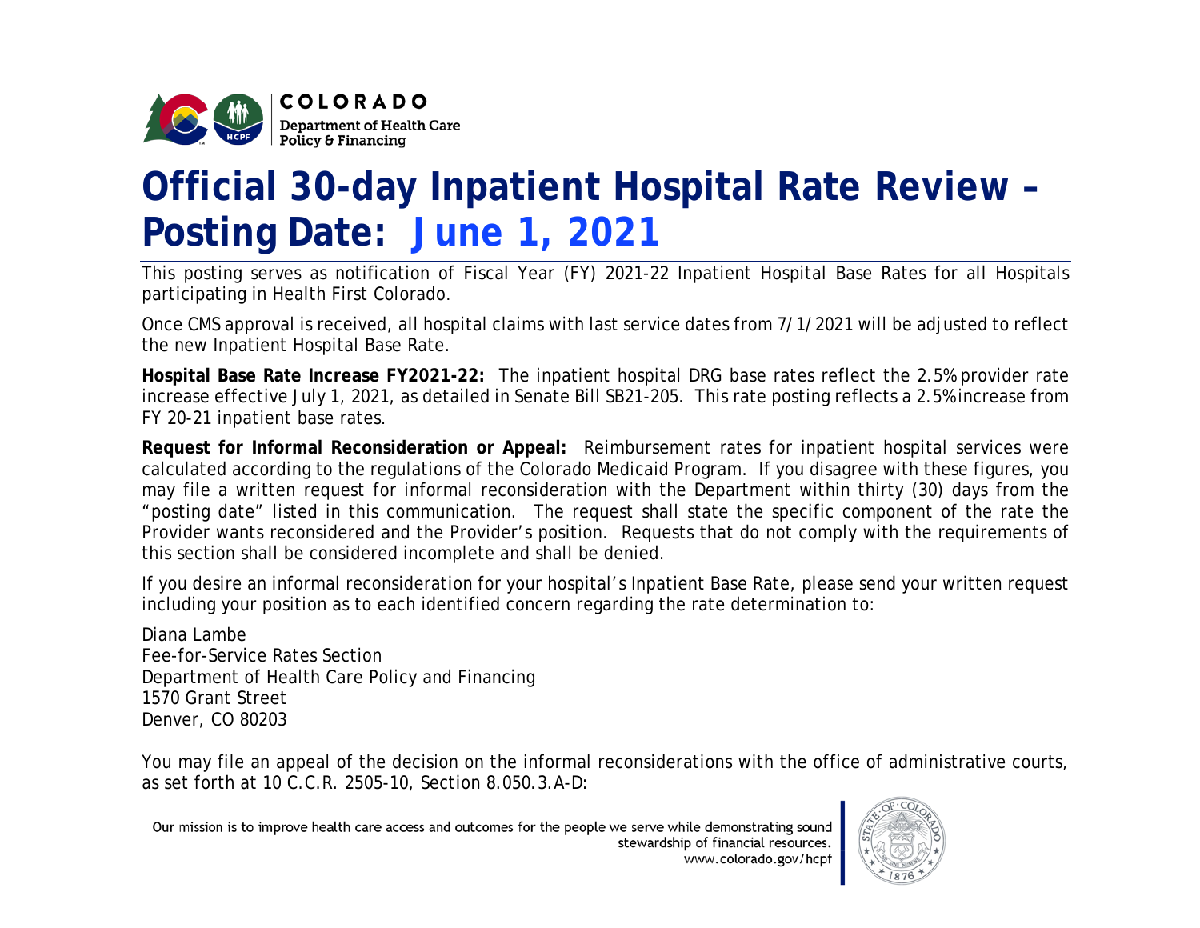COLORADO
Department of Health Care Policy & Financing

# Official 30-day Inpatient Hospital Rate Review – Posting Date: June 1, 2021

This posting serves as notification of Fiscal Year (FY) 2021-22 Inpatient Hospital Base Rates for all Hospitals participating in Health First Colorado.

Once CMS approval is received, all hospital claims with last service dates from 7/1/2021 will be adjusted to reflect the new Inpatient Hospital Base Rate.

**Hospital Base Rate Increase FY2021-22:** The inpatient hospital DRG base rates reflect the 2.5% provider rate increase effective July 1, 2021, as detailed in Senate Bill SB21-205. This rate posting reflects a 2.5% increase from FY 20-21 inpatient base rates.

**Request for Informal Reconsideration or Appeal:** Reimbursement rates for inpatient hospital services were calculated according to the regulations of the Colorado Medicaid Program. If you disagree with these figures, you may file a written request for informal reconsideration with the Department within thirty (30) days from the "posting date" listed in this communication. The request shall state the specific component of the rate the Provider wants reconsidered and the Provider's position. Requests that do not comply with the requirements of this section shall be considered incomplete and shall be denied.

If you desire an informal reconsideration for your hospital's Inpatient Base Rate, please send your written request including your position as to each identified concern regarding the rate determination to:

Diana Lambe
Fee-for-Service Rates Section
Department of Health Care Policy and Financing
1570 Grant Street
Denver, CO 80203

You may file an appeal of the decision on the informal reconsiderations with the office of administrative courts, as set forth at 10 C.C.R. 2505-10, Section 8.050.3.A-D: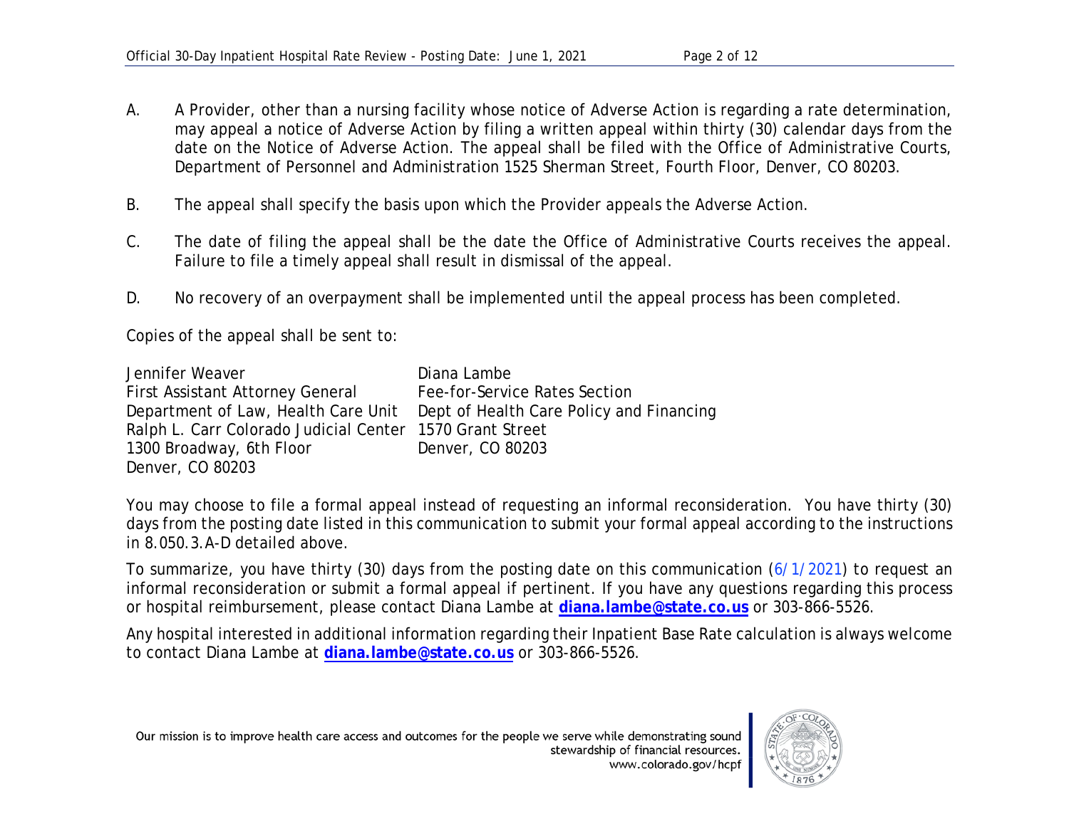A. A Provider, other than a nursing facility whose notice of Adverse Action is regarding a rate determination, may appeal a notice of Adverse Action by filing a written appeal within thirty (30) calendar days from the date on the Notice of Adverse Action. The appeal shall be filed with the Office of Administrative Courts, Department of Personnel and Administration 1525 Sherman Street, Fourth Floor, Denver, CO 80203.

B. The appeal shall specify the basis upon which the Provider appeals the Adverse Action.

C. The date of filing the appeal shall be the date the Office of Administrative Courts receives the appeal. Failure to file a timely appeal shall result in dismissal of the appeal.

D. No recovery of an overpayment shall be implemented until the appeal process has been completed.

Copies of the appeal shall be sent to:

Jennifer Weaver
First Assistant Attorney General
Department of Law, Health Care Unit
Ralph L. Carr Colorado Judicial Center
1300 Broadway, 6th Floor
Denver, CO 80203

Diana Lambe
Fee-for-Service Rates Section
Dept of Health Care Policy and Financing
1570 Grant Street
Denver, CO 80203

You may choose to file a formal appeal instead of requesting an informal reconsideration. You have thirty (30) days from the posting date listed in this communication to submit your formal appeal according to the instructions in 8.050.3.A-D detailed above.

To summarize, you have thirty (30) days from the posting date on this communication (6/1/2021) to request an informal reconsideration or submit a formal appeal if pertinent. If you have any questions regarding this process or hospital reimbursement, please contact Diana Lambe at **diana.lambe@state.co.us** or 303-866-5526.

Any hospital interested in additional information regarding their Inpatient Base Rate calculation is always welcome to contact Diana Lambe at **diana.lambe@state.co.us** or 303-866-5526.

Our mission is to improve health care access and outcomes for the people we serve while demonstrating sound stewardship of financial resources.
www.colorado.gov/hcpf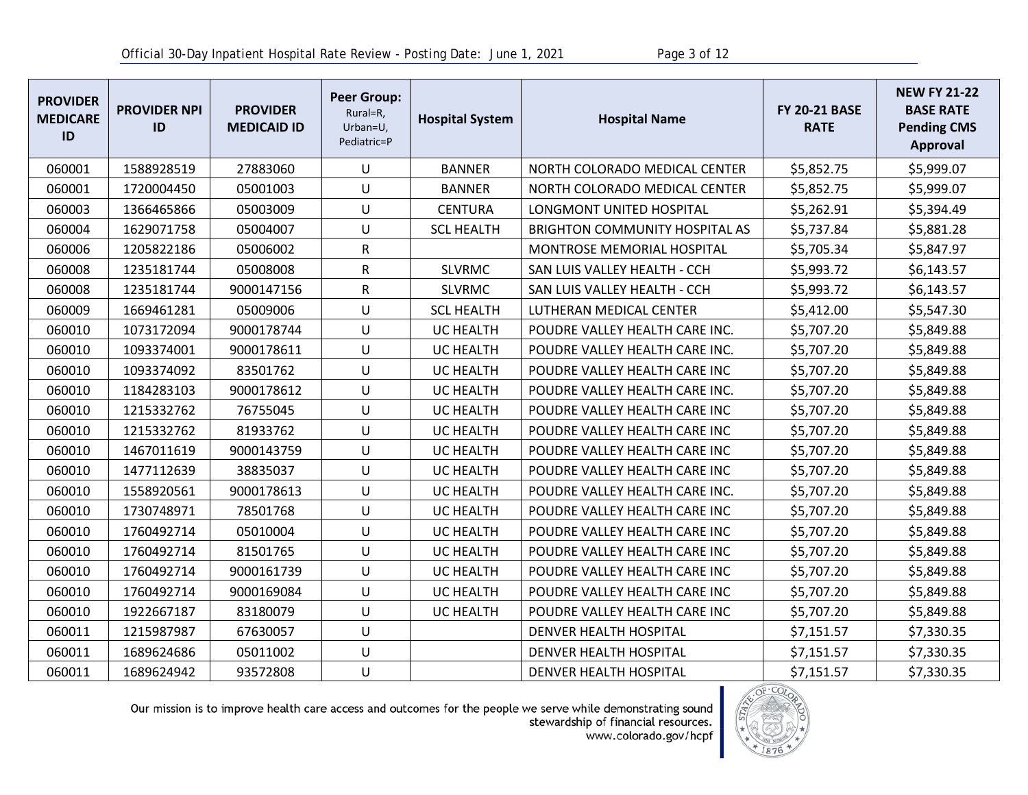| PROVIDER MEDICARE ID | PROVIDER NPI ID | PROVIDER MEDICAID ID | Peer Group: Rural=R, Urban=U, Pediatric=P | Hospital System | Hospital Name | FY 20-21 BASE RATE | NEW FY 21-22 BASE RATE Pending CMS Approval |
|---|---|---|---|---|---|---|---|
| 060001 | 1588928519 | 27883060 | U | BANNER | NORTH COLORADO MEDICAL CENTER | $5,852.75 | $5,999.07 |
| 060001 | 1720004450 | 05001003 | U | BANNER | NORTH COLORADO MEDICAL CENTER | $5,852.75 | $5,999.07 |
| 060003 | 1366465866 | 05003009 | U | CENTURA | LONGMONT UNITED HOSPITAL | $5,262.91 | $5,394.49 |
| 060004 | 1629071758 | 05004007 | U | SCL HEALTH | BRIGHTON COMMUNITY HOSPITAL AS | $5,737.84 | $5,881.28 |
| 060006 | 1205822186 | 05006002 | R | | MONTROSE MEMORIAL HOSPITAL | $5,705.34 | $5,847.97 |
| 060008 | 1235181744 | 05008008 | R | SLVRMC | SAN LUIS VALLEY HEALTH - CCH | $5,993.72 | $6,143.57 |
| 060008 | 1235181744 | 9000147156 | R | SLVRMC | SAN LUIS VALLEY HEALTH - CCH | $5,993.72 | $6,143.57 |
| 060009 | 1669461281 | 05009006 | U | SCL HEALTH | LUTHERAN MEDICAL CENTER | $5,412.00 | $5,547.30 |
| 060010 | 1073172094 | 9000178744 | U | UC HEALTH | POUDRE VALLEY HEALTH CARE INC. | $5,707.20 | $5,849.88 |
| 060010 | 1093374001 | 9000178611 | U | UC HEALTH | POUDRE VALLEY HEALTH CARE INC. | $5,707.20 | $5,849.88 |
| 060010 | 1093374092 | 83501762 | U | UC HEALTH | POUDRE VALLEY HEALTH CARE INC | $5,707.20 | $5,849.88 |
| 060010 | 1184283103 | 9000178612 | U | UC HEALTH | POUDRE VALLEY HEALTH CARE INC. | $5,707.20 | $5,849.88 |
| 060010 | 1215332762 | 76755045 | U | UC HEALTH | POUDRE VALLEY HEALTH CARE INC | $5,707.20 | $5,849.88 |
| 060010 | 1215332762 | 81933762 | U | UC HEALTH | POUDRE VALLEY HEALTH CARE INC | $5,707.20 | $5,849.88 |
| 060010 | 1467011619 | 9000143759 | U | UC HEALTH | POUDRE VALLEY HEALTH CARE INC | $5,707.20 | $5,849.88 |
| 060010 | 1477112639 | 38835037 | U | UC HEALTH | POUDRE VALLEY HEALTH CARE INC | $5,707.20 | $5,849.88 |
| 060010 | 1558920561 | 9000178613 | U | UC HEALTH | POUDRE VALLEY HEALTH CARE INC. | $5,707.20 | $5,849.88 |
| 060010 | 1730748971 | 78501768 | U | UC HEALTH | POUDRE VALLEY HEALTH CARE INC | $5,707.20 | $5,849.88 |
| 060010 | 1760492714 | 05010004 | U | UC HEALTH | POUDRE VALLEY HEALTH CARE INC | $5,707.20 | $5,849.88 |
| 060010 | 1760492714 | 81501765 | U | UC HEALTH | POUDRE VALLEY HEALTH CARE INC | $5,707.20 | $5,849.88 |
| 060010 | 1760492714 | 9000161739 | U | UC HEALTH | POUDRE VALLEY HEALTH CARE INC | $5,707.20 | $5,849.88 |
| 060010 | 1760492714 | 9000169084 | U | UC HEALTH | POUDRE VALLEY HEALTH CARE INC | $5,707.20 | $5,849.88 |
| 060010 | 1922667187 | 83180079 | U | UC HEALTH | POUDRE VALLEY HEALTH CARE INC | $5,707.20 | $5,849.88 |
| 060011 | 1215987987 | 67630057 | U | | DENVER HEALTH HOSPITAL | $7,151.57 | $7,330.35 |
| 060011 | 1689624686 | 05011002 | U | | DENVER HEALTH HOSPITAL | $7,151.57 | $7,330.35 |
| 060011 | 1689624942 | 93572808 | U | | DENVER HEALTH HOSPITAL | $7,151.57 | $7,330.35 |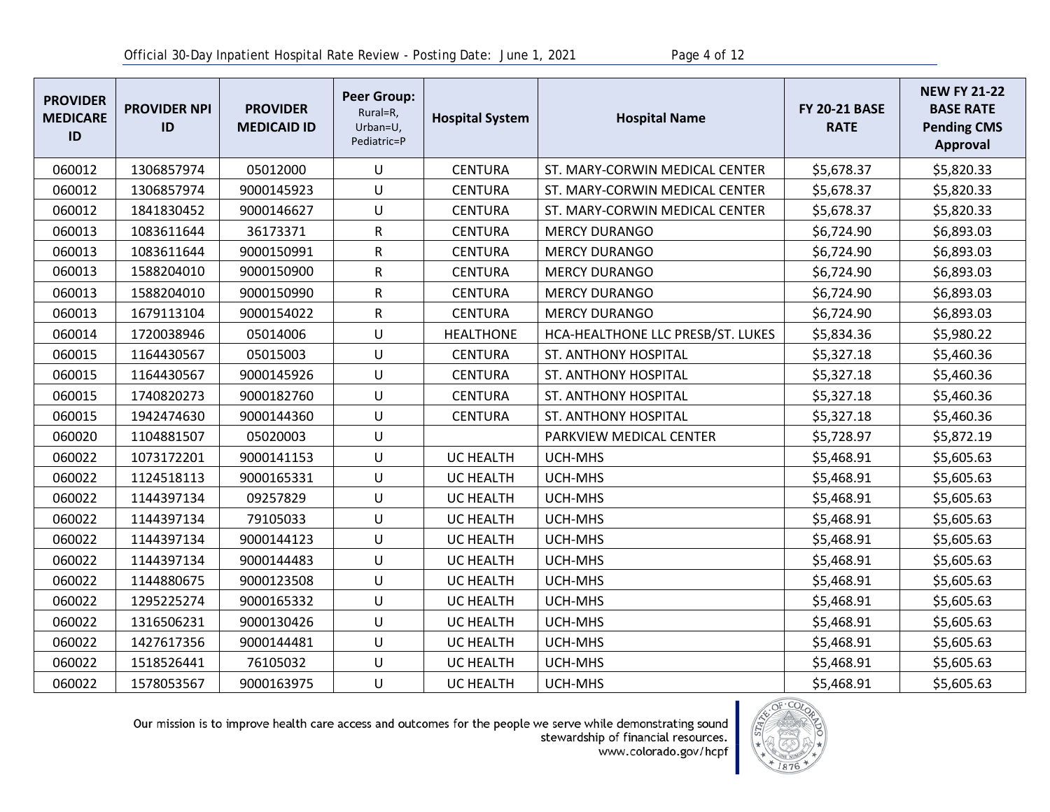| PROVIDER MEDICARE ID | PROVIDER NPI ID | PROVIDER MEDICAID ID | Peer Group: Rural=R, Urban=U, Pediatric=P | Hospital System | Hospital Name | FY 20-21 BASE RATE | NEW FY 21-22 BASE RATE Pending CMS Approval |
|---|---|---|---|---|---|---|---|
| 060012 | 1306857974 | 05012000 | U | CENTURA | ST. MARY-CORWIN MEDICAL CENTER | $5,678.37 | $5,820.33 |
| 060012 | 1306857974 | 9000145923 | U | CENTURA | ST. MARY-CORWIN MEDICAL CENTER | $5,678.37 | $5,820.33 |
| 060012 | 1841830452 | 9000146627 | U | CENTURA | ST. MARY-CORWIN MEDICAL CENTER | $5,678.37 | $5,820.33 |
| 060013 | 1083611644 | 36173371 | R | CENTURA | MERCY DURANGO | $6,724.90 | $6,893.03 |
| 060013 | 1083611644 | 9000150991 | R | CENTURA | MERCY DURANGO | $6,724.90 | $6,893.03 |
| 060013 | 1588204010 | 9000150900 | R | CENTURA | MERCY DURANGO | $6,724.90 | $6,893.03 |
| 060013 | 1588204010 | 9000150990 | R | CENTURA | MERCY DURANGO | $6,724.90 | $6,893.03 |
| 060013 | 1679113104 | 9000154022 | R | CENTURA | MERCY DURANGO | $6,724.90 | $6,893.03 |
| 060014 | 1720038946 | 05014006 | U | HEALTHONE | HCA-HEALTHONE LLC PRESB/ST. LUKES | $5,834.36 | $5,980.22 |
| 060015 | 1164430567 | 05015003 | U | CENTURA | ST. ANTHONY HOSPITAL | $5,327.18 | $5,460.36 |
| 060015 | 1164430567 | 9000145926 | U | CENTURA | ST. ANTHONY HOSPITAL | $5,327.18 | $5,460.36 |
| 060015 | 1740820273 | 9000182760 | U | CENTURA | ST. ANTHONY HOSPITAL | $5,327.18 | $5,460.36 |
| 060015 | 1942474630 | 9000144360 | U | CENTURA | ST. ANTHONY HOSPITAL | $5,327.18 | $5,460.36 |
| 060020 | 1104881507 | 05020003 | U | | PARKVIEW MEDICAL CENTER | $5,728.97 | $5,872.19 |
| 060022 | 1073172201 | 9000141153 | U | UC HEALTH | UCH-MHS | $5,468.91 | $5,605.63 |
| 060022 | 1124518113 | 9000165331 | U | UC HEALTH | UCH-MHS | $5,468.91 | $5,605.63 |
| 060022 | 1144397134 | 09257829 | U | UC HEALTH | UCH-MHS | $5,468.91 | $5,605.63 |
| 060022 | 1144397134 | 79105033 | U | UC HEALTH | UCH-MHS | $5,468.91 | $5,605.63 |
| 060022 | 1144397134 | 9000144123 | U | UC HEALTH | UCH-MHS | $5,468.91 | $5,605.63 |
| 060022 | 1144397134 | 9000144483 | U | UC HEALTH | UCH-MHS | $5,468.91 | $5,605.63 |
| 060022 | 1144880675 | 9000123508 | U | UC HEALTH | UCH-MHS | $5,468.91 | $5,605.63 |
| 060022 | 1295225274 | 9000165332 | U | UC HEALTH | UCH-MHS | $5,468.91 | $5,605.63 |
| 060022 | 1316506231 | 9000130426 | U | UC HEALTH | UCH-MHS | $5,468.91 | $5,605.63 |
| 060022 | 1427617356 | 9000144481 | U | UC HEALTH | UCH-MHS | $5,468.91 | $5,605.63 |
| 060022 | 1518526441 | 76105032 | U | UC HEALTH | UCH-MHS | $5,468.91 | $5,605.63 |
| 060022 | 1578053567 | 9000163975 | U | UC HEALTH | UCH-MHS | $5,468.91 | $5,605.63 |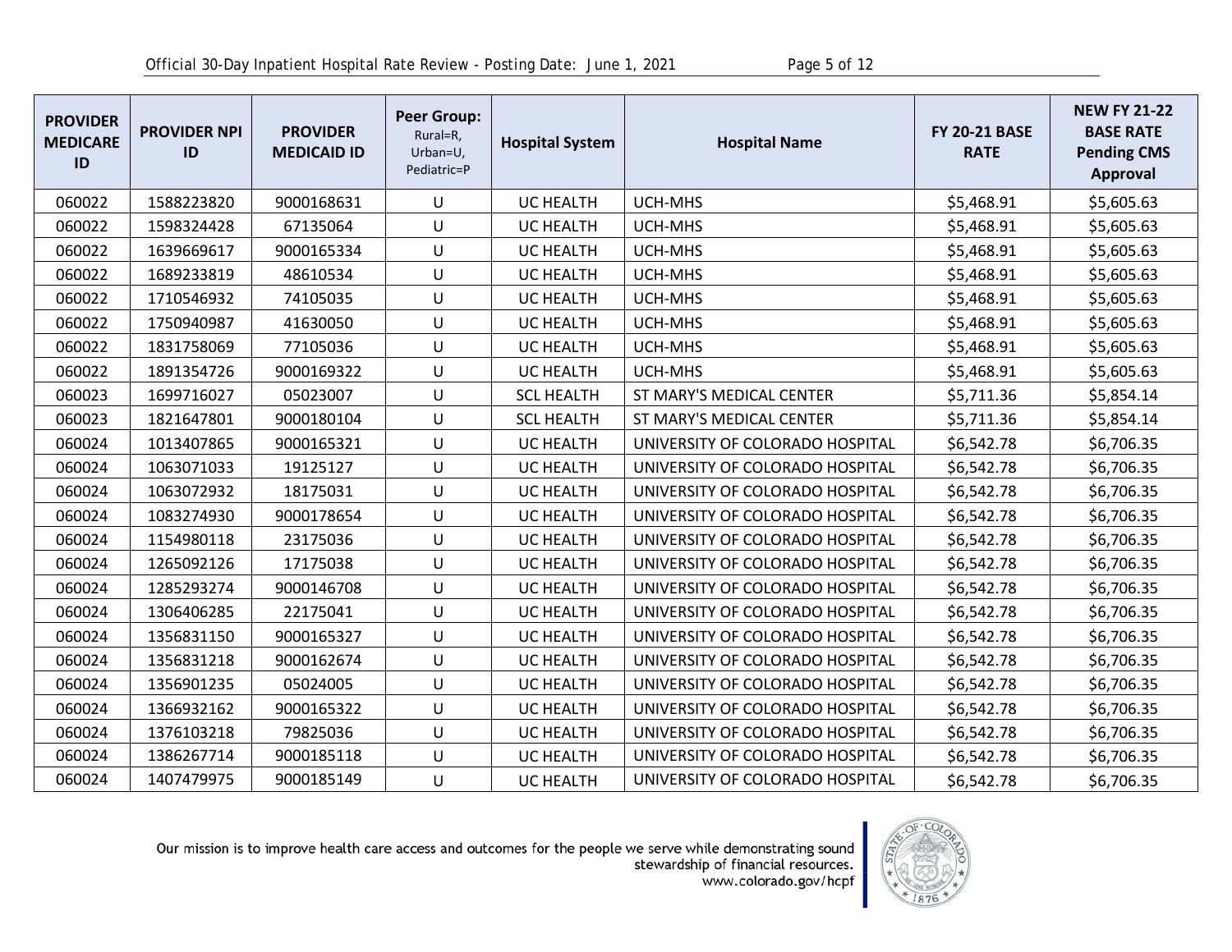| PROVIDER MEDICARE ID | PROVIDER NPI ID | PROVIDER MEDICAID ID | Peer Group: Rural=R, Urban=U, Pediatric=P | Hospital System | Hospital Name | FY 20-21 BASE RATE | NEW FY 21-22 BASE RATE Pending CMS Approval |
|---|---|---|---|---|---|---|---|
| 060022 | 1588223820 | 9000168631 | U | UC HEALTH | UCH-MHS | $5,468.91 | $5,605.63 |
| 060022 | 1598324428 | 67135064 | U | UC HEALTH | UCH-MHS | $5,468.91 | $5,605.63 |
| 060022 | 1639669617 | 9000165334 | U | UC HEALTH | UCH-MHS | $5,468.91 | $5,605.63 |
| 060022 | 1689233819 | 48610534 | U | UC HEALTH | UCH-MHS | $5,468.91 | $5,605.63 |
| 060022 | 1710546932 | 74105035 | U | UC HEALTH | UCH-MHS | $5,468.91 | $5,605.63 |
| 060022 | 1750940987 | 41630050 | U | UC HEALTH | UCH-MHS | $5,468.91 | $5,605.63 |
| 060022 | 1831758069 | 77105036 | U | UC HEALTH | UCH-MHS | $5,468.91 | $5,605.63 |
| 060022 | 1891354726 | 9000169322 | U | UC HEALTH | UCH-MHS | $5,468.91 | $5,605.63 |
| 060023 | 1699716027 | 05023007 | U | SCL HEALTH | ST MARY'S MEDICAL CENTER | $5,711.36 | $5,854.14 |
| 060023 | 1821647801 | 9000180104 | U | SCL HEALTH | ST MARY'S MEDICAL CENTER | $5,711.36 | $5,854.14 |
| 060024 | 1013407865 | 9000165321 | U | UC HEALTH | UNIVERSITY OF COLORADO HOSPITAL | $6,542.78 | $6,706.35 |
| 060024 | 1063071033 | 19125127 | U | UC HEALTH | UNIVERSITY OF COLORADO HOSPITAL | $6,542.78 | $6,706.35 |
| 060024 | 1063072932 | 18175031 | U | UC HEALTH | UNIVERSITY OF COLORADO HOSPITAL | $6,542.78 | $6,706.35 |
| 060024 | 1083274930 | 9000178654 | U | UC HEALTH | UNIVERSITY OF COLORADO HOSPITAL | $6,542.78 | $6,706.35 |
| 060024 | 1154980118 | 23175036 | U | UC HEALTH | UNIVERSITY OF COLORADO HOSPITAL | $6,542.78 | $6,706.35 |
| 060024 | 1265092126 | 17175038 | U | UC HEALTH | UNIVERSITY OF COLORADO HOSPITAL | $6,542.78 | $6,706.35 |
| 060024 | 1285293274 | 9000146708 | U | UC HEALTH | UNIVERSITY OF COLORADO HOSPITAL | $6,542.78 | $6,706.35 |
| 060024 | 1306406285 | 22175041 | U | UC HEALTH | UNIVERSITY OF COLORADO HOSPITAL | $6,542.78 | $6,706.35 |
| 060024 | 1356831150 | 9000165327 | U | UC HEALTH | UNIVERSITY OF COLORADO HOSPITAL | $6,542.78 | $6,706.35 |
| 060024 | 1356831218 | 9000162674 | U | UC HEALTH | UNIVERSITY OF COLORADO HOSPITAL | $6,542.78 | $6,706.35 |
| 060024 | 1356901235 | 05024005 | U | UC HEALTH | UNIVERSITY OF COLORADO HOSPITAL | $6,542.78 | $6,706.35 |
| 060024 | 1366932162 | 9000165322 | U | UC HEALTH | UNIVERSITY OF COLORADO HOSPITAL | $6,542.78 | $6,706.35 |
| 060024 | 1376103218 | 79825036 | U | UC HEALTH | UNIVERSITY OF COLORADO HOSPITAL | $6,542.78 | $6,706.35 |
| 060024 | 1386267714 | 9000185118 | U | UC HEALTH | UNIVERSITY OF COLORADO HOSPITAL | $6,542.78 | $6,706.35 |
| 060024 | 1407479975 | 9000185149 | U | UC HEALTH | UNIVERSITY OF COLORADO HOSPITAL | $6,542.78 | $6,706.35 |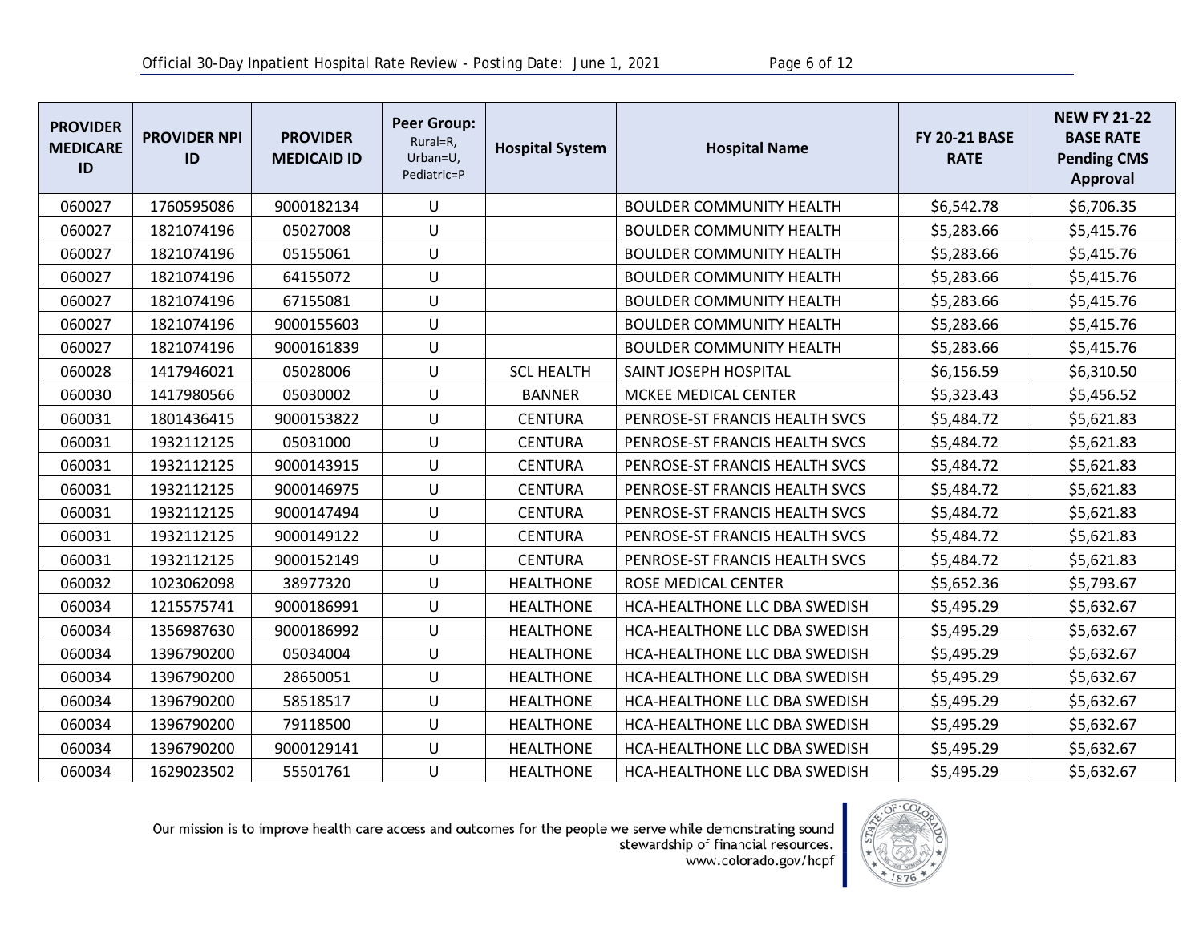| PROVIDER MEDICARE ID | PROVIDER NPI ID | PROVIDER MEDICAID ID | Peer Group: Rural=R, Urban=U, Pediatric=P | Hospital System | Hospital Name | FY 20-21 BASE RATE | NEW FY 21-22 BASE RATE Pending CMS Approval |
|---|---|---|---|---|---|---|---|
| 060027 | 1760595086 | 9000182134 | U | | BOULDER COMMUNITY HEALTH | $6,542.78 | $6,706.35 |
| 060027 | 1821074196 | 05027008 | U | | BOULDER COMMUNITY HEALTH | $5,283.66 | $5,415.76 |
| 060027 | 1821074196 | 05155061 | U | | BOULDER COMMUNITY HEALTH | $5,283.66 | $5,415.76 |
| 060027 | 1821074196 | 64155072 | U | | BOULDER COMMUNITY HEALTH | $5,283.66 | $5,415.76 |
| 060027 | 1821074196 | 67155081 | U | | BOULDER COMMUNITY HEALTH | $5,283.66 | $5,415.76 |
| 060027 | 1821074196 | 9000155603 | U | | BOULDER COMMUNITY HEALTH | $5,283.66 | $5,415.76 |
| 060027 | 1821074196 | 9000161839 | U | | BOULDER COMMUNITY HEALTH | $5,283.66 | $5,415.76 |
| 060028 | 1417946021 | 05028006 | U | SCL HEALTH | SAINT JOSEPH HOSPITAL | $6,156.59 | $6,310.50 |
| 060030 | 1417980566 | 05030002 | U | BANNER | MCKEE MEDICAL CENTER | $5,323.43 | $5,456.52 |
| 060031 | 1801436415 | 9000153822 | U | CENTURA | PENROSE-ST FRANCIS HEALTH SVCS | $5,484.72 | $5,621.83 |
| 060031 | 1932112125 | 05031000 | U | CENTURA | PENROSE-ST FRANCIS HEALTH SVCS | $5,484.72 | $5,621.83 |
| 060031 | 1932112125 | 9000143915 | U | CENTURA | PENROSE-ST FRANCIS HEALTH SVCS | $5,484.72 | $5,621.83 |
| 060031 | 1932112125 | 9000146975 | U | CENTURA | PENROSE-ST FRANCIS HEALTH SVCS | $5,484.72 | $5,621.83 |
| 060031 | 1932112125 | 9000147494 | U | CENTURA | PENROSE-ST FRANCIS HEALTH SVCS | $5,484.72 | $5,621.83 |
| 060031 | 1932112125 | 9000149122 | U | CENTURA | PENROSE-ST FRANCIS HEALTH SVCS | $5,484.72 | $5,621.83 |
| 060031 | 1932112125 | 9000152149 | U | CENTURA | PENROSE-ST FRANCIS HEALTH SVCS | $5,484.72 | $5,621.83 |
| 060032 | 1023062098 | 38977320 | U | HEALTHONE | ROSE MEDICAL CENTER | $5,652.36 | $5,793.67 |
| 060034 | 1215575741 | 9000186991 | U | HEALTHONE | HCA-HEALTHONE LLC DBA SWEDISH | $5,495.29 | $5,632.67 |
| 060034 | 1356987630 | 9000186992 | U | HEALTHONE | HCA-HEALTHONE LLC DBA SWEDISH | $5,495.29 | $5,632.67 |
| 060034 | 1396790200 | 05034004 | U | HEALTHONE | HCA-HEALTHONE LLC DBA SWEDISH | $5,495.29 | $5,632.67 |
| 060034 | 1396790200 | 28650051 | U | HEALTHONE | HCA-HEALTHONE LLC DBA SWEDISH | $5,495.29 | $5,632.67 |
| 060034 | 1396790200 | 58518517 | U | HEALTHONE | HCA-HEALTHONE LLC DBA SWEDISH | $5,495.29 | $5,632.67 |
| 060034 | 1396790200 | 79118500 | U | HEALTHONE | HCA-HEALTHONE LLC DBA SWEDISH | $5,495.29 | $5,632.67 |
| 060034 | 1396790200 | 9000129141 | U | HEALTHONE | HCA-HEALTHONE LLC DBA SWEDISH | $5,495.29 | $5,632.67 |
| 060034 | 1629023502 | 55501761 | U | HEALTHONE | HCA-HEALTHONE LLC DBA SWEDISH | $5,495.29 | $5,632.67 |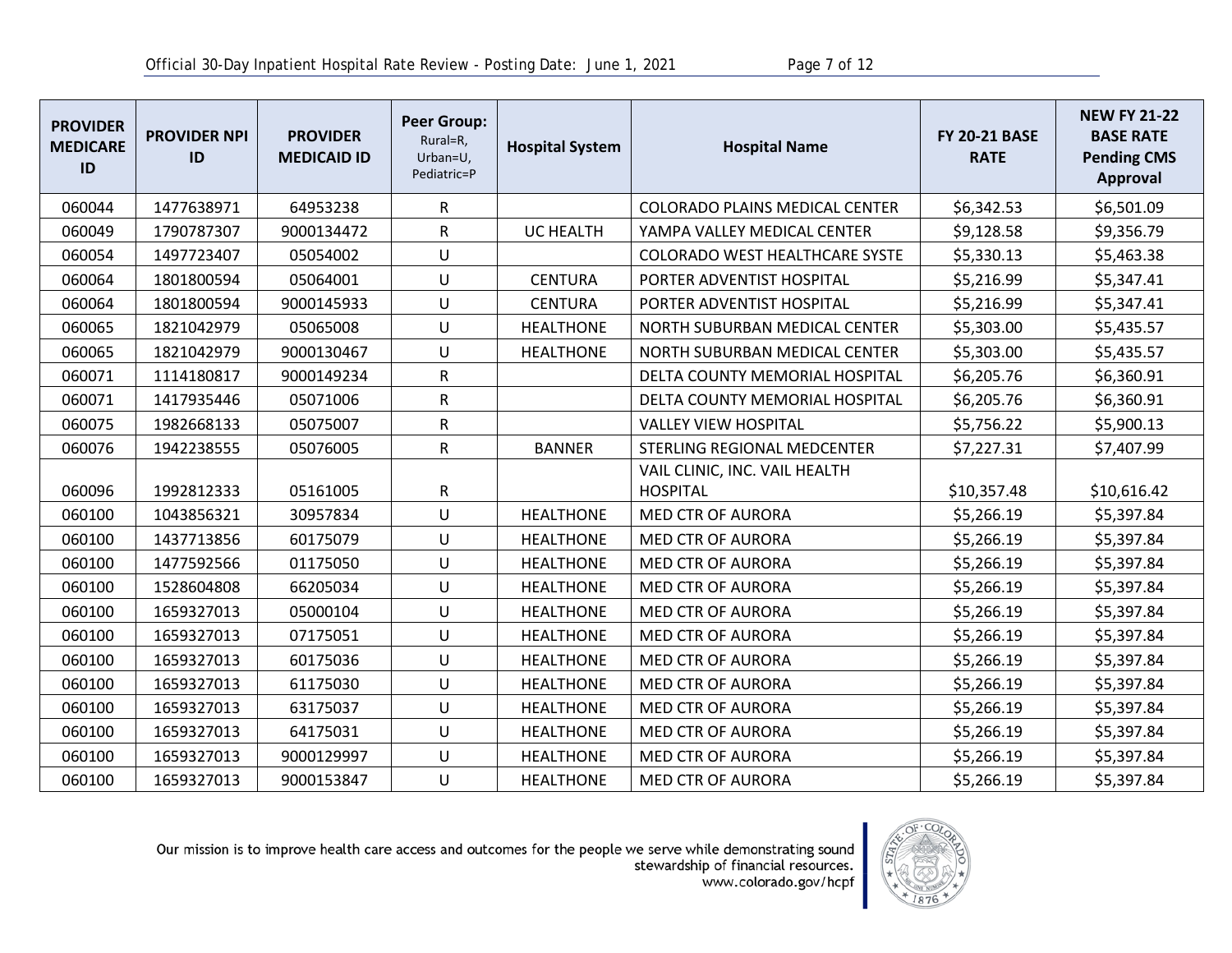| PROVIDER MEDICARE ID | PROVIDER NPI ID | PROVIDER MEDICAID ID | Peer Group: Rural=R, Urban=U, Pediatric=P | Hospital System | Hospital Name | FY 20-21 BASE RATE | NEW FY 21-22 BASE RATE Pending CMS Approval |
|---|---|---|---|---|---|---|---|
| 060044 | 1477638971 | 64953238 | R | | COLORADO PLAINS MEDICAL CENTER | $6,342.53 | $6,501.09 |
| 060049 | 1790787307 | 9000134472 | R | UC HEALTH | YAMPA VALLEY MEDICAL CENTER | $9,128.58 | $9,356.79 |
| 060054 | 1497723407 | 05054002 | U | | COLORADO WEST HEALTHCARE SYSTE | $5,330.13 | $5,463.38 |
| 060064 | 1801800594 | 05064001 | U | CENTURA | PORTER ADVENTIST HOSPITAL | $5,216.99 | $5,347.41 |
| 060064 | 1801800594 | 9000145933 | U | CENTURA | PORTER ADVENTIST HOSPITAL | $5,216.99 | $5,347.41 |
| 060065 | 1821042979 | 05065008 | U | HEALTHONE | NORTH SUBURBAN MEDICAL CENTER | $5,303.00 | $5,435.57 |
| 060065 | 1821042979 | 9000130467 | U | HEALTHONE | NORTH SUBURBAN MEDICAL CENTER | $5,303.00 | $5,435.57 |
| 060071 | 1114180817 | 9000149234 | R | | DELTA COUNTY MEMORIAL HOSPITAL | $6,205.76 | $6,360.91 |
| 060071 | 1417935446 | 05071006 | R | | DELTA COUNTY MEMORIAL HOSPITAL | $6,205.76 | $6,360.91 |
| 060075 | 1982668133 | 05075007 | R | | VALLEY VIEW HOSPITAL | $5,756.22 | $5,900.13 |
| 060076 | 1942238555 | 05076005 | R | BANNER | STERLING REGIONAL MEDCENTER | $7,227.31 | $7,407.99 |
| 060096 | 1992812333 | 05161005 | R | | VAIL CLINIC, INC. VAIL HEALTH HOSPITAL | $10,357.48 | $10,616.42 |
| 060100 | 1043856321 | 30957834 | U | HEALTHONE | MED CTR OF AURORA | $5,266.19 | $5,397.84 |
| 060100 | 1437713856 | 60175079 | U | HEALTHONE | MED CTR OF AURORA | $5,266.19 | $5,397.84 |
| 060100 | 1477592566 | 01175050 | U | HEALTHONE | MED CTR OF AURORA | $5,266.19 | $5,397.84 |
| 060100 | 1528604808 | 66205034 | U | HEALTHONE | MED CTR OF AURORA | $5,266.19 | $5,397.84 |
| 060100 | 1659327013 | 05000104 | U | HEALTHONE | MED CTR OF AURORA | $5,266.19 | $5,397.84 |
| 060100 | 1659327013 | 07175051 | U | HEALTHONE | MED CTR OF AURORA | $5,266.19 | $5,397.84 |
| 060100 | 1659327013 | 60175036 | U | HEALTHONE | MED CTR OF AURORA | $5,266.19 | $5,397.84 |
| 060100 | 1659327013 | 61175030 | U | HEALTHONE | MED CTR OF AURORA | $5,266.19 | $5,397.84 |
| 060100 | 1659327013 | 63175037 | U | HEALTHONE | MED CTR OF AURORA | $5,266.19 | $5,397.84 |
| 060100 | 1659327013 | 64175031 | U | HEALTHONE | MED CTR OF AURORA | $5,266.19 | $5,397.84 |
| 060100 | 1659327013 | 9000129997 | U | HEALTHONE | MED CTR OF AURORA | $5,266.19 | $5,397.84 |
| 060100 | 1659327013 | 9000153847 | U | HEALTHONE | MED CTR OF AURORA | $5,266.19 | $5,397.84 |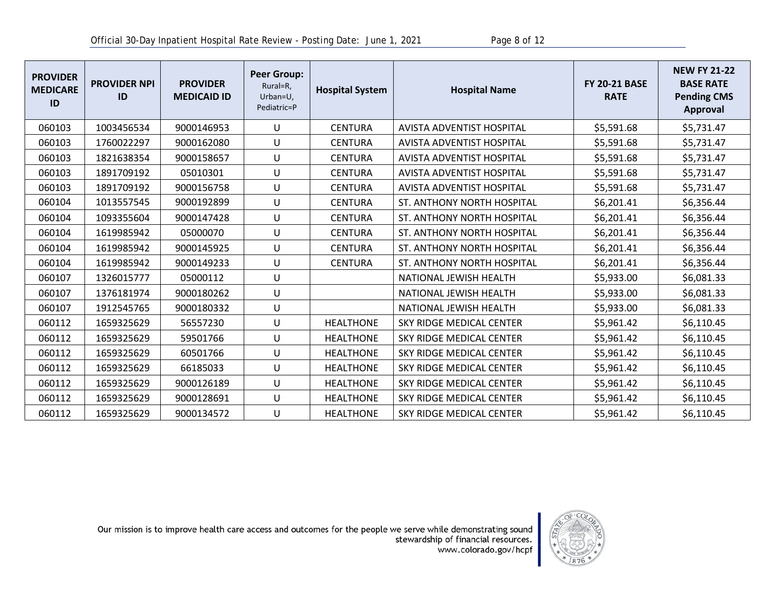| PROVIDER MEDICARE ID | PROVIDER NPI ID | PROVIDER MEDICAID ID | Peer Group: Rural=R, Urban=U, Pediatric=P | Hospital System | Hospital Name | FY 20-21 BASE RATE | NEW FY 21-22 BASE RATE Pending CMS Approval |
|---|---|---|---|---|---|---|---|
| 060103 | 1003456534 | 9000146953 | U | CENTURA | AVISTA ADVENTIST HOSPITAL | $5,591.68 | $5,731.47 |
| 060103 | 1760022297 | 9000162080 | U | CENTURA | AVISTA ADVENTIST HOSPITAL | $5,591.68 | $5,731.47 |
| 060103 | 1821638354 | 9000158657 | U | CENTURA | AVISTA ADVENTIST HOSPITAL | $5,591.68 | $5,731.47 |
| 060103 | 1891709192 | 05010301 | U | CENTURA | AVISTA ADVENTIST HOSPITAL | $5,591.68 | $5,731.47 |
| 060103 | 1891709192 | 9000156758 | U | CENTURA | AVISTA ADVENTIST HOSPITAL | $5,591.68 | $5,731.47 |
| 060104 | 1013557545 | 9000192899 | U | CENTURA | ST. ANTHONY NORTH HOSPITAL | $6,201.41 | $6,356.44 |
| 060104 | 1093355604 | 9000147428 | U | CENTURA | ST. ANTHONY NORTH HOSPITAL | $6,201.41 | $6,356.44 |
| 060104 | 1619985942 | 05000070 | U | CENTURA | ST. ANTHONY NORTH HOSPITAL | $6,201.41 | $6,356.44 |
| 060104 | 1619985942 | 9000145925 | U | CENTURA | ST. ANTHONY NORTH HOSPITAL | $6,201.41 | $6,356.44 |
| 060104 | 1619985942 | 9000149233 | U | CENTURA | ST. ANTHONY NORTH HOSPITAL | $6,201.41 | $6,356.44 |
| 060107 | 1326015777 | 05000112 | U | | NATIONAL JEWISH HEALTH | $5,933.00 | $6,081.33 |
| 060107 | 1376181974 | 9000180262 | U | | NATIONAL JEWISH HEALTH | $5,933.00 | $6,081.33 |
| 060107 | 1912545765 | 9000180332 | U | | NATIONAL JEWISH HEALTH | $5,933.00 | $6,081.33 |
| 060112 | 1659325629 | 56557230 | U | HEALTHONE | SKY RIDGE MEDICAL CENTER | $5,961.42 | $6,110.45 |
| 060112 | 1659325629 | 59501766 | U | HEALTHONE | SKY RIDGE MEDICAL CENTER | $5,961.42 | $6,110.45 |
| 060112 | 1659325629 | 60501766 | U | HEALTHONE | SKY RIDGE MEDICAL CENTER | $5,961.42 | $6,110.45 |
| 060112 | 1659325629 | 66185033 | U | HEALTHONE | SKY RIDGE MEDICAL CENTER | $5,961.42 | $6,110.45 |
| 060112 | 1659325629 | 9000126189 | U | HEALTHONE | SKY RIDGE MEDICAL CENTER | $5,961.42 | $6,110.45 |
| 060112 | 1659325629 | 9000128691 | U | HEALTHONE | SKY RIDGE MEDICAL CENTER | $5,961.42 | $6,110.45 |
| 060112 | 1659325629 | 9000134572 | U | HEALTHONE | SKY RIDGE MEDICAL CENTER | $5,961.42 | $6,110.45 |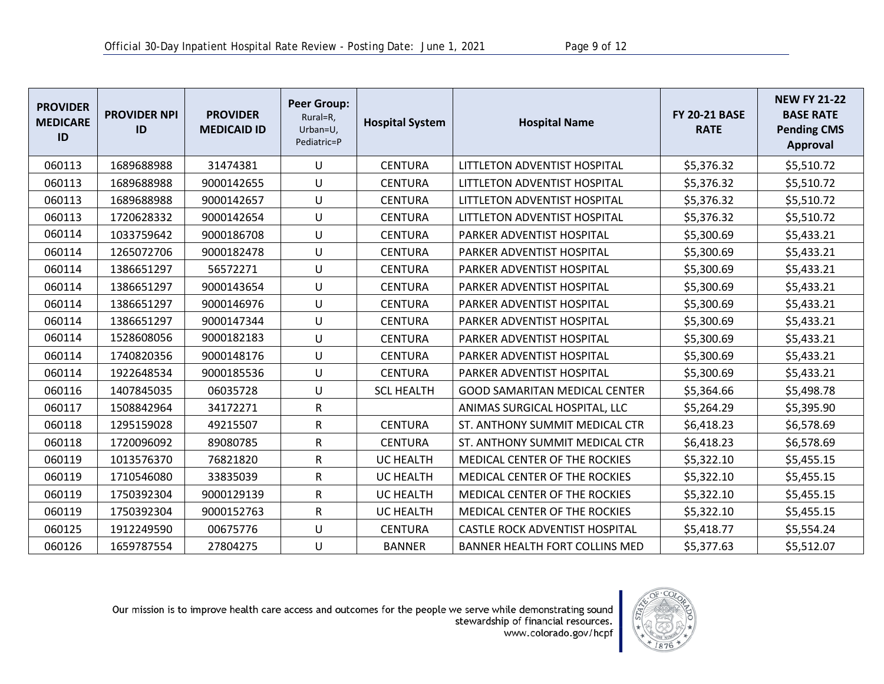| PROVIDER MEDICARE ID | PROVIDER NPI ID | PROVIDER MEDICAID ID | Peer Group: Rural=R, Urban=U, Pediatric=P | Hospital System | Hospital Name | FY 20-21 BASE RATE | NEW FY 21-22 BASE RATE Pending CMS Approval |
|---|---|---|---|---|---|---|---|
| 060113 | 1689688988 | 31474381 | U | CENTURA | LITTLETON ADVENTIST HOSPITAL | $5,376.32 | $5,510.72 |
| 060113 | 1689688988 | 9000142655 | U | CENTURA | LITTLETON ADVENTIST HOSPITAL | $5,376.32 | $5,510.72 |
| 060113 | 1689688988 | 9000142657 | U | CENTURA | LITTLETON ADVENTIST HOSPITAL | $5,376.32 | $5,510.72 |
| 060113 | 1720628332 | 9000142654 | U | CENTURA | LITTLETON ADVENTIST HOSPITAL | $5,376.32 | $5,510.72 |
| 060114 | 1033759642 | 9000186708 | U | CENTURA | PARKER ADVENTIST HOSPITAL | $5,300.69 | $5,433.21 |
| 060114 | 1265072706 | 9000182478 | U | CENTURA | PARKER ADVENTIST HOSPITAL | $5,300.69 | $5,433.21 |
| 060114 | 1386651297 | 56572271 | U | CENTURA | PARKER ADVENTIST HOSPITAL | $5,300.69 | $5,433.21 |
| 060114 | 1386651297 | 9000143654 | U | CENTURA | PARKER ADVENTIST HOSPITAL | $5,300.69 | $5,433.21 |
| 060114 | 1386651297 | 9000146976 | U | CENTURA | PARKER ADVENTIST HOSPITAL | $5,300.69 | $5,433.21 |
| 060114 | 1386651297 | 9000147344 | U | CENTURA | PARKER ADVENTIST HOSPITAL | $5,300.69 | $5,433.21 |
| 060114 | 1528608056 | 9000182183 | U | CENTURA | PARKER ADVENTIST HOSPITAL | $5,300.69 | $5,433.21 |
| 060114 | 1740820356 | 9000148176 | U | CENTURA | PARKER ADVENTIST HOSPITAL | $5,300.69 | $5,433.21 |
| 060114 | 1922648534 | 9000185536 | U | CENTURA | PARKER ADVENTIST HOSPITAL | $5,300.69 | $5,433.21 |
| 060116 | 1407845035 | 06035728 | U | SCL HEALTH | GOOD SAMARITAN MEDICAL CENTER | $5,364.66 | $5,498.78 |
| 060117 | 1508842964 | 34172271 | R | | ANIMAS SURGICAL HOSPITAL, LLC | $5,264.29 | $5,395.90 |
| 060118 | 1295159028 | 49215507 | R | CENTURA | ST. ANTHONY SUMMIT MEDICAL CTR | $6,418.23 | $6,578.69 |
| 060118 | 1720096092 | 89080785 | R | CENTURA | ST. ANTHONY SUMMIT MEDICAL CTR | $6,418.23 | $6,578.69 |
| 060119 | 1013576370 | 76821820 | R | UC HEALTH | MEDICAL CENTER OF THE ROCKIES | $5,322.10 | $5,455.15 |
| 060119 | 1710546080 | 33835039 | R | UC HEALTH | MEDICAL CENTER OF THE ROCKIES | $5,322.10 | $5,455.15 |
| 060119 | 1750392304 | 9000129139 | R | UC HEALTH | MEDICAL CENTER OF THE ROCKIES | $5,322.10 | $5,455.15 |
| 060119 | 1750392304 | 9000152763 | R | UC HEALTH | MEDICAL CENTER OF THE ROCKIES | $5,322.10 | $5,455.15 |
| 060125 | 1912249590 | 00675776 | U | CENTURA | CASTLE ROCK ADVENTIST HOSPITAL | $5,418.77 | $5,554.24 |
| 060126 | 1659787554 | 27804275 | U | BANNER | BANNER HEALTH FORT COLLINS MED | $5,377.63 | $5,512.07 |

Our mission is to improve health care access and outcomes for the people we serve while demonstrating sound stewardship of financial resources.
www.colorado.gov/hcpf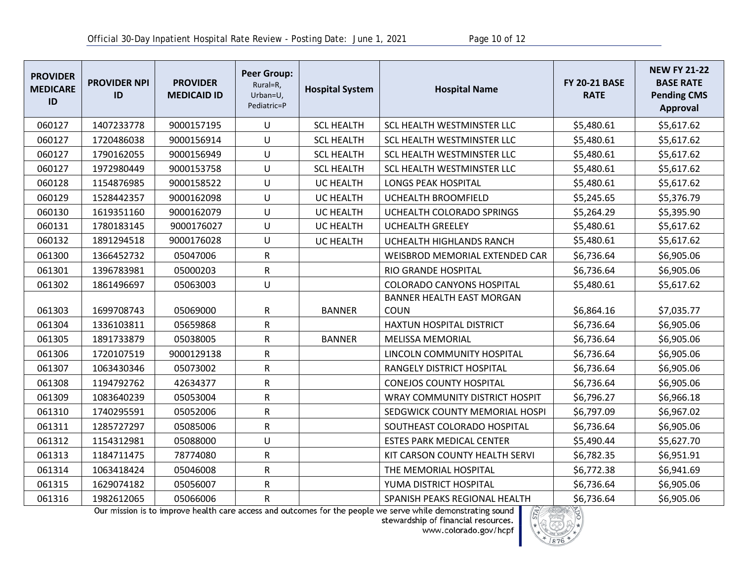| PROVIDER MEDICARE ID | PROVIDER NPI ID | PROVIDER MEDICAID ID | Peer Group: Rural=R, Urban=U, Pediatric=P | Hospital System | Hospital Name | FY 20-21 BASE RATE | NEW FY 21-22 BASE RATE Pending CMS Approval |
|---|---|---|---|---|---|---|---|
| 060127 | 1407233778 | 9000157195 | U | SCL HEALTH | SCL HEALTH WESTMINSTER LLC | $5,480.61 | $5,617.62 |
| 060127 | 1720486038 | 9000156914 | U | SCL HEALTH | SCL HEALTH WESTMINSTER LLC | $5,480.61 | $5,617.62 |
| 060127 | 1790162055 | 9000156949 | U | SCL HEALTH | SCL HEALTH WESTMINSTER LLC | $5,480.61 | $5,617.62 |
| 060127 | 1972980449 | 9000153758 | U | SCL HEALTH | SCL HEALTH WESTMINSTER LLC | $5,480.61 | $5,617.62 |
| 060128 | 1154876985 | 9000158522 | U | UC HEALTH | LONGS PEAK HOSPITAL | $5,480.61 | $5,617.62 |
| 060129 | 1528442357 | 9000162098 | U | UC HEALTH | UCHEALTH BROOMFIELD | $5,245.65 | $5,376.79 |
| 060130 | 1619351160 | 9000162079 | U | UC HEALTH | UCHEALTH COLORADO SPRINGS | $5,264.29 | $5,395.90 |
| 060131 | 1780183145 | 9000176027 | U | UC HEALTH | UCHEALTH GREELEY | $5,480.61 | $5,617.62 |
| 060132 | 1891294518 | 9000176028 | U | UC HEALTH | UCHEALTH HIGHLANDS RANCH | $5,480.61 | $5,617.62 |
| 061300 | 1366452732 | 05047006 | R | | WEISBROD MEMORIAL EXTENDED CAR | $6,736.64 | $6,905.06 |
| 061301 | 1396783981 | 05000203 | R | | RIO GRANDE HOSPITAL | $6,736.64 | $6,905.06 |
| 061302 | 1861496697 | 05063003 | U | | COLORADO CANYONS HOSPITAL | $5,480.61 | $5,617.62 |
| 061303 | 1699708743 | 05069000 | R | BANNER | BANNER HEALTH EAST MORGAN COUN | $6,864.16 | $7,035.77 |
| 061304 | 1336103811 | 05659868 | R | | HAXTUN HOSPITAL DISTRICT | $6,736.64 | $6,905.06 |
| 061305 | 1891733879 | 05038005 | R | BANNER | MELISSA MEMORIAL | $6,736.64 | $6,905.06 |
| 061306 | 1720107519 | 9000129138 | R | | LINCOLN COMMUNITY HOSPITAL | $6,736.64 | $6,905.06 |
| 061307 | 1063430346 | 05073002 | R | | RANGELY DISTRICT HOSPITAL | $6,736.64 | $6,905.06 |
| 061308 | 1194792762 | 42634377 | R | | CONEJOS COUNTY HOSPITAL | $6,736.64 | $6,905.06 |
| 061309 | 1083640239 | 05053004 | R | | WRAY COMMUNITY DISTRICT HOSPIT | $6,796.27 | $6,966.18 |
| 061310 | 1740295591 | 05052006 | R | | SEDGWICK COUNTY MEMORIAL HOSPI | $6,797.09 | $6,967.02 |
| 061311 | 1285727297 | 05085006 | R | | SOUTHEAST COLORADO HOSPITAL | $6,736.64 | $6,905.06 |
| 061312 | 1154312981 | 05088000 | U | | ESTES PARK MEDICAL CENTER | $5,490.44 | $5,627.70 |
| 061313 | 1184711475 | 78774080 | R | | KIT CARSON COUNTY HEALTH SERVI | $6,782.35 | $6,951.91 |
| 061314 | 1063418424 | 05046008 | R | | THE MEMORIAL HOSPITAL | $6,772.38 | $6,941.69 |
| 061315 | 1629074182 | 05056007 | R | | YUMA DISTRICT HOSPITAL | $6,736.64 | $6,905.06 |
| 061316 | 1982612065 | 05066006 | R | | SPANISH PEAKS REGIONAL HEALTH | $6,736.64 | $6,905.06 |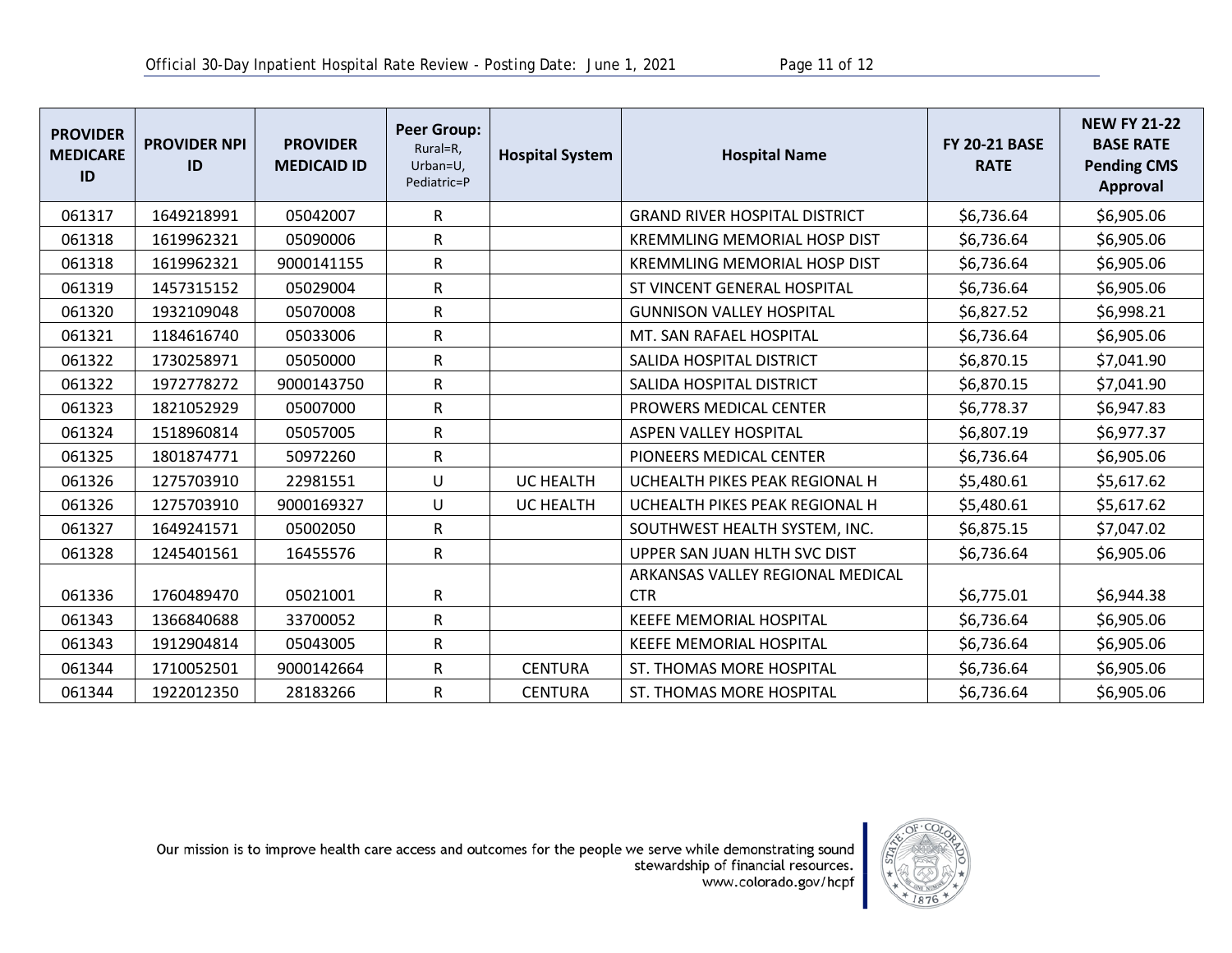| PROVIDER MEDICARE ID | PROVIDER NPI ID | PROVIDER MEDICAID ID | Peer Group: Rural=R, Urban=U, Pediatric=P | Hospital System | Hospital Name | FY 20-21 BASE RATE | NEW FY 21-22 BASE RATE Pending CMS Approval |
|---|---|---|---|---|---|---|---|
| 061317 | 1649218991 | 05042007 | R | | GRAND RIVER HOSPITAL DISTRICT | $6,736.64 | $6,905.06 |
| 061318 | 1619962321 | 05090006 | R | | KREMMLING MEMORIAL HOSP DIST | $6,736.64 | $6,905.06 |
| 061318 | 1619962321 | 9000141155 | R | | KREMMLING MEMORIAL HOSP DIST | $6,736.64 | $6,905.06 |
| 061319 | 1457315152 | 05029004 | R | | ST VINCENT GENERAL HOSPITAL | $6,736.64 | $6,905.06 |
| 061320 | 1932109048 | 05070008 | R | | GUNNISON VALLEY HOSPITAL | $6,827.52 | $6,998.21 |
| 061321 | 1184616740 | 05033006 | R | | MT. SAN RAFAEL HOSPITAL | $6,736.64 | $6,905.06 |
| 061322 | 1730258971 | 05050000 | R | | SALIDA HOSPITAL DISTRICT | $6,870.15 | $7,041.90 |
| 061322 | 1972778272 | 9000143750 | R | | SALIDA HOSPITAL DISTRICT | $6,870.15 | $7,041.90 |
| 061323 | 1821052929 | 05007000 | R | | PROWERS MEDICAL CENTER | $6,778.37 | $6,947.83 |
| 061324 | 1518960814 | 05057005 | R | | ASPEN VALLEY HOSPITAL | $6,807.19 | $6,977.37 |
| 061325 | 1801874771 | 50972260 | R | | PIONEERS MEDICAL CENTER | $6,736.64 | $6,905.06 |
| 061326 | 1275703910 | 22981551 | U | UC HEALTH | UCHEALTH PIKES PEAK REGIONAL H | $5,480.61 | $5,617.62 |
| 061326 | 1275703910 | 9000169327 | U | UC HEALTH | UCHEALTH PIKES PEAK REGIONAL H | $5,480.61 | $5,617.62 |
| 061327 | 1649241571 | 05002050 | R | | SOUTHWEST HEALTH SYSTEM, INC. | $6,875.15 | $7,047.02 |
| 061328 | 1245401561 | 16455576 | R | | UPPER SAN JUAN HLTH SVC DIST | $6,736.64 | $6,905.06 |
| 061336 | 1760489470 | 05021001 | R | | ARKANSAS VALLEY REGIONAL MEDICAL CTR | $6,775.01 | $6,944.38 |
| 061343 | 1366840688 | 33700052 | R | | KEEFE MEMORIAL HOSPITAL | $6,736.64 | $6,905.06 |
| 061343 | 1912904814 | 05043005 | R | | KEEFE MEMORIAL HOSPITAL | $6,736.64 | $6,905.06 |
| 061344 | 1710052501 | 9000142664 | R | CENTURA | ST. THOMAS MORE HOSPITAL | $6,736.64 | $6,905.06 |
| 061344 | 1922012350 | 28183266 | R | CENTURA | ST. THOMAS MORE HOSPITAL | $6,736.64 | $6,905.06 |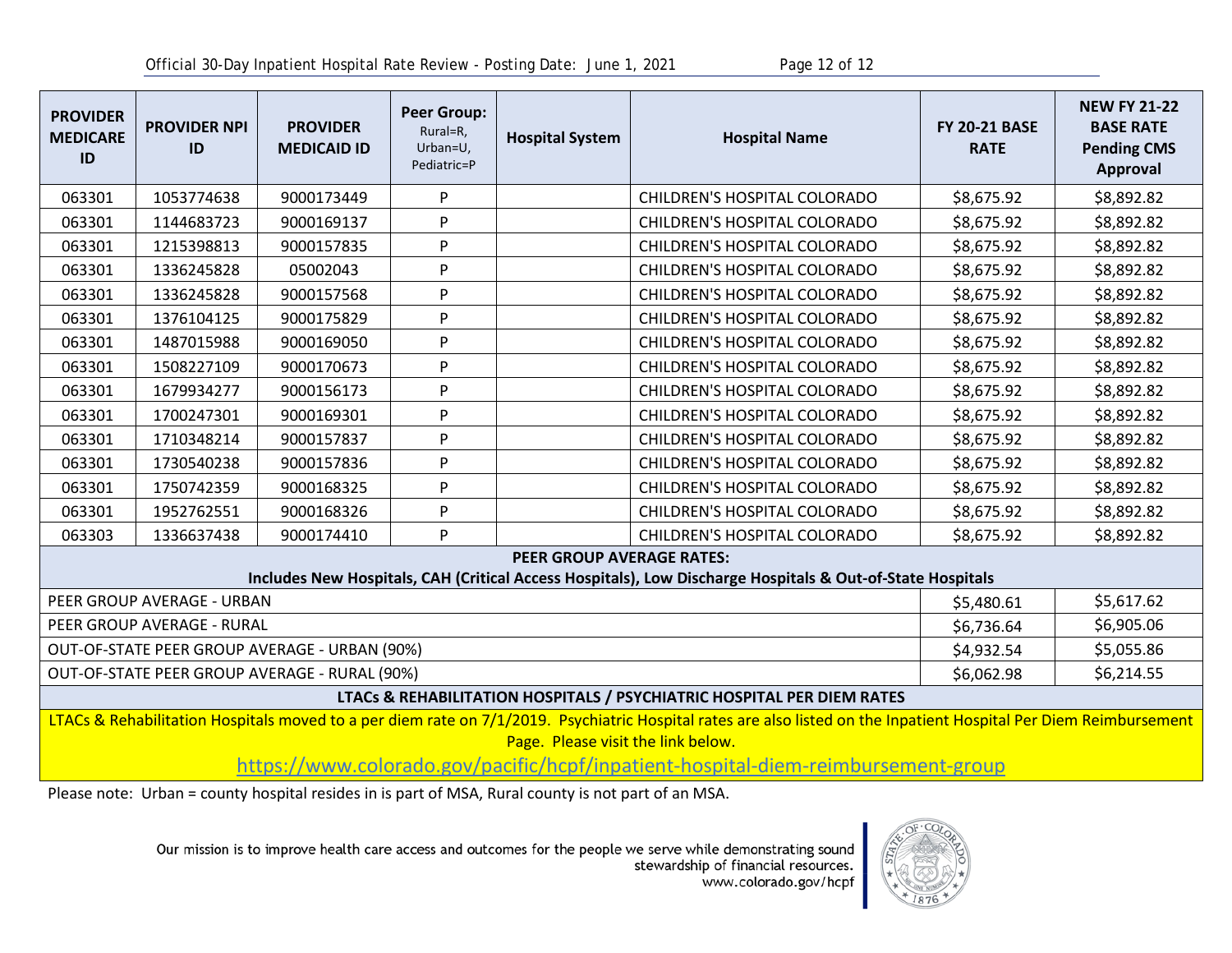| PROVIDER MEDICARE ID | PROVIDER NPI ID | PROVIDER MEDICAID ID | Peer Group: Rural=R, Urban=U, Pediatric=P | Hospital System | Hospital Name | FY 20-21 BASE RATE | NEW FY 21-22 BASE RATE Pending CMS Approval |
|---|---|---|---|---|---|---|---|
| 063301 | 1053774638 | 9000173449 | P | | CHILDREN'S HOSPITAL COLORADO | $8,675.92 | $8,892.82 |
| 063301 | 1144683723 | 9000169137 | P | | CHILDREN'S HOSPITAL COLORADO | $8,675.92 | $8,892.82 |
| 063301 | 1215398813 | 9000157835 | P | | CHILDREN'S HOSPITAL COLORADO | $8,675.92 | $8,892.82 |
| 063301 | 1336245828 | 05002043 | P | | CHILDREN'S HOSPITAL COLORADO | $8,675.92 | $8,892.82 |
| 063301 | 1336245828 | 9000157568 | P | | CHILDREN'S HOSPITAL COLORADO | $8,675.92 | $8,892.82 |
| 063301 | 1376104125 | 9000175829 | P | | CHILDREN'S HOSPITAL COLORADO | $8,675.92 | $8,892.82 |
| 063301 | 1487015988 | 9000169050 | P | | CHILDREN'S HOSPITAL COLORADO | $8,675.92 | $8,892.82 |
| 063301 | 1508227109 | 9000170673 | P | | CHILDREN'S HOSPITAL COLORADO | $8,675.92 | $8,892.82 |
| 063301 | 1679934277 | 9000156173 | P | | CHILDREN'S HOSPITAL COLORADO | $8,675.92 | $8,892.82 |
| 063301 | 1700247301 | 9000169301 | P | | CHILDREN'S HOSPITAL COLORADO | $8,675.92 | $8,892.82 |
| 063301 | 1710348214 | 9000157837 | P | | CHILDREN'S HOSPITAL COLORADO | $8,675.92 | $8,892.82 |
| 063301 | 1730540238 | 9000157836 | P | | CHILDREN'S HOSPITAL COLORADO | $8,675.92 | $8,892.82 |
| 063301 | 1750742359 | 9000168325 | P | | CHILDREN'S HOSPITAL COLORADO | $8,675.92 | $8,892.82 |
| 063301 | 1952762551 | 9000168326 | P | | CHILDREN'S HOSPITAL COLORADO | $8,675.92 | $8,892.82 |
| 063303 | 1336637438 | 9000174410 | P | | CHILDREN'S HOSPITAL COLORADO | $8,675.92 | $8,892.82 |
| **PEER GROUP AVERAGE RATES: Includes New Hospitals, CAH (Critical Access Hospitals), Low Discharge Hospitals & Out-of-State Hospitals** | | | | | | | |
| PEER GROUP AVERAGE - URBAN | | | | | | $5,480.61 | $5,617.62 |
| PEER GROUP AVERAGE - RURAL | | | | | | $6,736.64 | $6,905.06 |
| OUT-OF-STATE PEER GROUP AVERAGE - URBAN (90%) | | | | | | $4,932.54 | $5,055.86 |
| OUT-OF-STATE PEER GROUP AVERAGE - RURAL (90%) | | | | | | $6,062.98 | $6,214.55 |
| **LTACs & REHABILITATION HOSPITALS / PSYCHIATRIC HOSPITAL PER DIEM RATES** | | | | | | | |
| LTACs & Rehabilitation Hospitals moved to a per diem rate on 7/1/2019. Psychiatric Hospital rates are also listed on the Inpatient Hospital Per Diem Reimbursement Page. Please visit the link below. https://www.colorado.gov/pacific/hcpf/inpatient-hospital-diem-reimbursement-group | | | | | | | |

Please note: Urban = county hospital resides in is part of MSA, Rural county is not part of an MSA.

Our mission is to improve health care access and outcomes for the people we serve while demonstrating sound stewardship of financial resources.
www.colorado.gov/hcpf